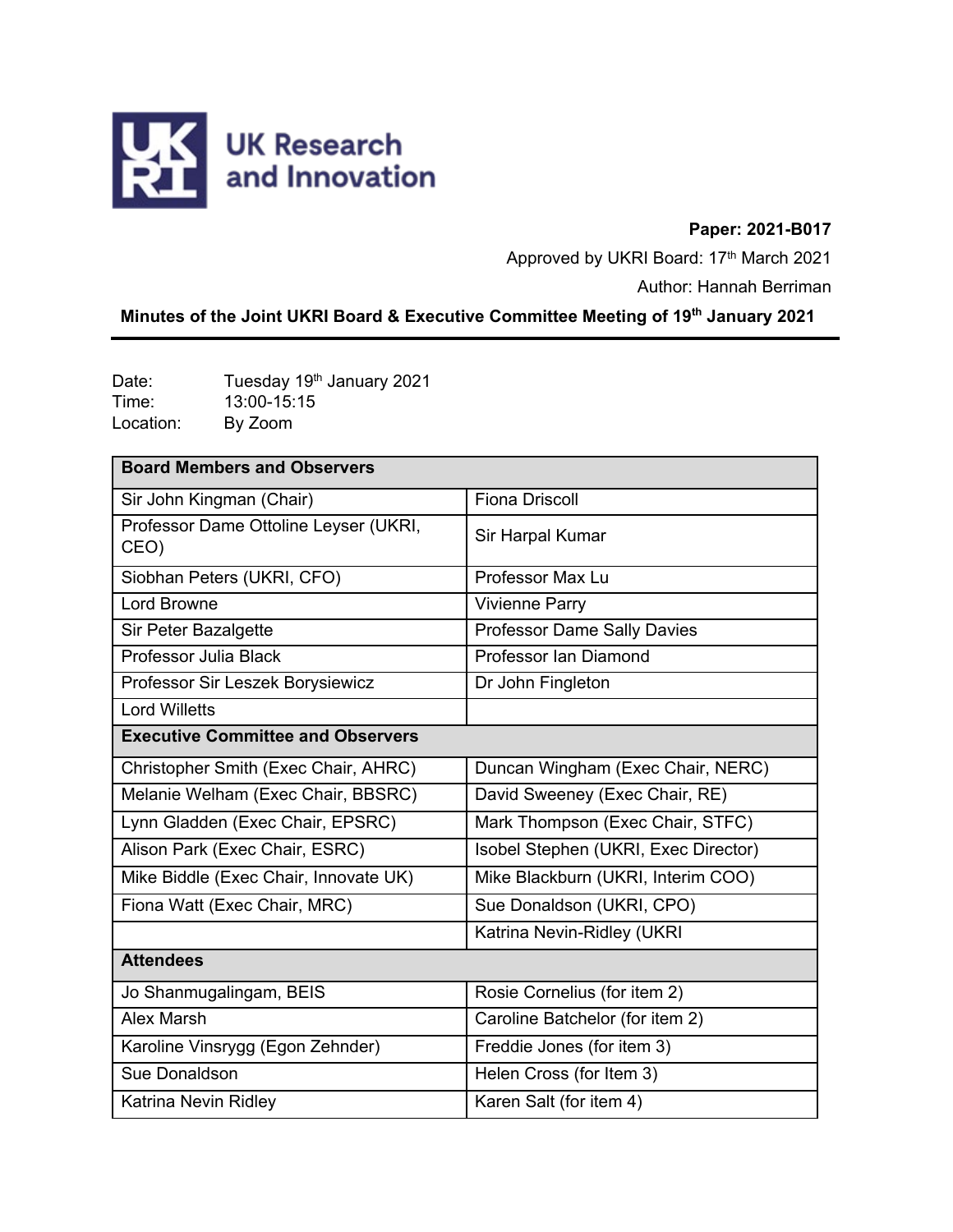UK Research and Innovation

**Paper: 2021-B017**

Approved by UKRI Board: 17th March 2021

Author: Hannah Berriman

**Minutes of the Joint UKRI Board & Executive Committee Meeting of 19th January 2021**

Date: Tuesday 19th January 2021
Time: 13:00-15:15
Location: By Zoom

| **Board Members and Observers** | |
|---|---|
| Sir John Kingman (Chair) | Fiona Driscoll |
| Professor Dame Ottoline Leyser (UKRI, CEO) | Sir Harpal Kumar |
| Siobhan Peters (UKRI, CFO) | Professor Max Lu |
| Lord Browne | Vivienne Parry |
| Sir Peter Bazalgette | Professor Dame Sally Davies |
| Professor Julia Black | Professor Ian Diamond |
| Professor Sir Leszek Borysiewicz | Dr John Fingleton |
| Lord Willetts | |
| **Executive Committee and Observers** | |
| Christopher Smith (Exec Chair, AHRC) | Duncan Wingham (Exec Chair, NERC) |
| Melanie Welham (Exec Chair, BBSRC) | David Sweeney (Exec Chair, RE) |
| Lynn Gladden (Exec Chair, EPSRC) | Mark Thompson (Exec Chair, STFC) |
| Alison Park (Exec Chair, ESRC) | Isobel Stephen (UKRI, Exec Director) |
| Mike Biddle (Exec Chair, Innovate UK) | Mike Blackburn (UKRI, Interim COO) |
| Fiona Watt (Exec Chair, MRC) | Sue Donaldson (UKRI, CPO) |
| | Katrina Nevin-Ridley (UKRI |
| **Attendees** | |
| Jo Shanmugalingam, BEIS | Rosie Cornelius (for item 2) |
| Alex Marsh | Caroline Batchelor (for item 2) |
| Karoline Vinsrygg (Egon Zehnder) | Freddie Jones (for item 3) |
| Sue Donaldson | Helen Cross (for Item 3) |
| Katrina Nevin Ridley | Karen Salt (for item 4) |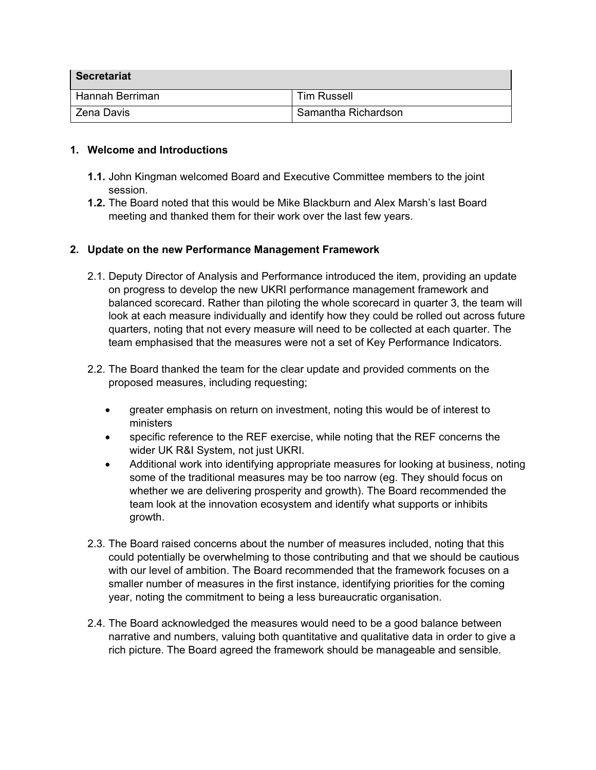| Secretariat | |
| --- | --- |
| Hannah Berriman | Tim Russell |
| Zena Davis | Samantha Richardson |

## 1. Welcome and Introductions

**1.1.** John Kingman welcomed Board and Executive Committee members to the joint session.

**1.2.** The Board noted that this would be Mike Blackburn and Alex Marsh's last Board meeting and thanked them for their work over the last few years.

## 2. Update on the new Performance Management Framework

2.1. Deputy Director of Analysis and Performance introduced the item, providing an update on progress to develop the new UKRI performance management framework and balanced scorecard. Rather than piloting the whole scorecard in quarter 3, the team will look at each measure individually and identify how they could be rolled out across future quarters, noting that not every measure will need to be collected at each quarter. The team emphasised that the measures were not a set of Key Performance Indicators.

2.2. The Board thanked the team for the clear update and provided comments on the proposed measures, including requesting;

- greater emphasis on return on investment, noting this would be of interest to ministers
- specific reference to the REF exercise, while noting that the REF concerns the wider UK R&I System, not just UKRI.
- Additional work into identifying appropriate measures for looking at business, noting some of the traditional measures may be too narrow (eg. They should focus on whether we are delivering prosperity and growth). The Board recommended the team look at the innovation ecosystem and identify what supports or inhibits growth.

2.3. The Board raised concerns about the number of measures included, noting that this could potentially be overwhelming to those contributing and that we should be cautious with our level of ambition. The Board recommended that the framework focuses on a smaller number of measures in the first instance, identifying priorities for the coming year, noting the commitment to being a less bureaucratic organisation.

2.4. The Board acknowledged the measures would need to be a good balance between narrative and numbers, valuing both quantitative and qualitative data in order to give a rich picture. The Board agreed the framework should be manageable and sensible.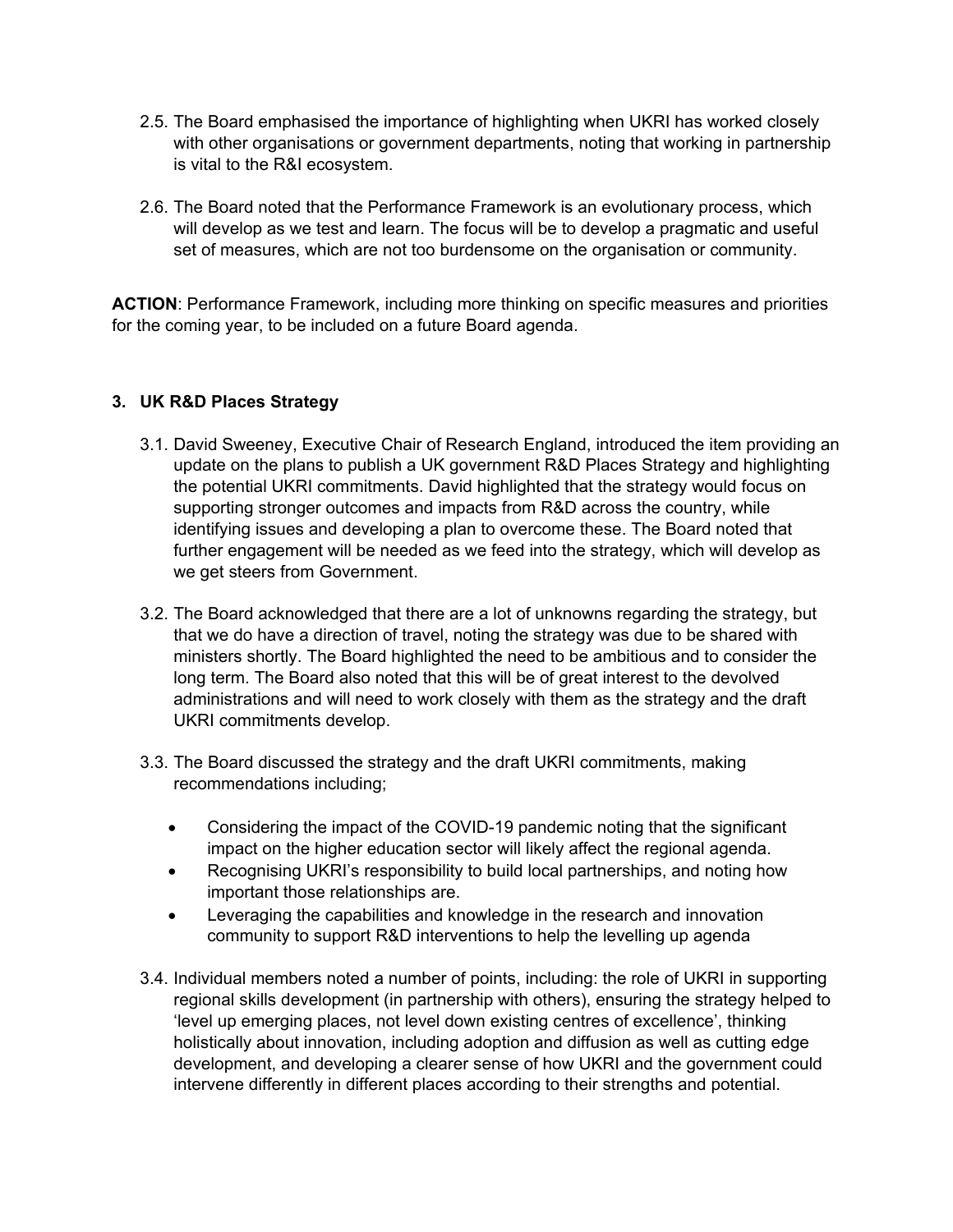2.5. The Board emphasised the importance of highlighting when UKRI has worked closely with other organisations or government departments, noting that working in partnership is vital to the R&I ecosystem.

2.6. The Board noted that the Performance Framework is an evolutionary process, which will develop as we test and learn. The focus will be to develop a pragmatic and useful set of measures, which are not too burdensome on the organisation or community.

**ACTION**: Performance Framework, including more thinking on specific measures and priorities for the coming year, to be included on a future Board agenda.

### 3. UK R&D Places Strategy

3.1. David Sweeney, Executive Chair of Research England, introduced the item providing an update on the plans to publish a UK government R&D Places Strategy and highlighting the potential UKRI commitments. David highlighted that the strategy would focus on supporting stronger outcomes and impacts from R&D across the country, while identifying issues and developing a plan to overcome these. The Board noted that further engagement will be needed as we feed into the strategy, which will develop as we get steers from Government.

3.2. The Board acknowledged that there are a lot of unknowns regarding the strategy, but that we do have a direction of travel, noting the strategy was due to be shared with ministers shortly. The Board highlighted the need to be ambitious and to consider the long term. The Board also noted that this will be of great interest to the devolved administrations and will need to work closely with them as the strategy and the draft UKRI commitments develop.

3.3. The Board discussed the strategy and the draft UKRI commitments, making recommendations including;

- Considering the impact of the COVID-19 pandemic noting that the significant impact on the higher education sector will likely affect the regional agenda.
- Recognising UKRI's responsibility to build local partnerships, and noting how important those relationships are.
- Leveraging the capabilities and knowledge in the research and innovation community to support R&D interventions to help the levelling up agenda

3.4. Individual members noted a number of points, including: the role of UKRI in supporting regional skills development (in partnership with others), ensuring the strategy helped to 'level up emerging places, not level down existing centres of excellence', thinking holistically about innovation, including adoption and diffusion as well as cutting edge development, and developing a clearer sense of how UKRI and the government could intervene differently in different places according to their strengths and potential.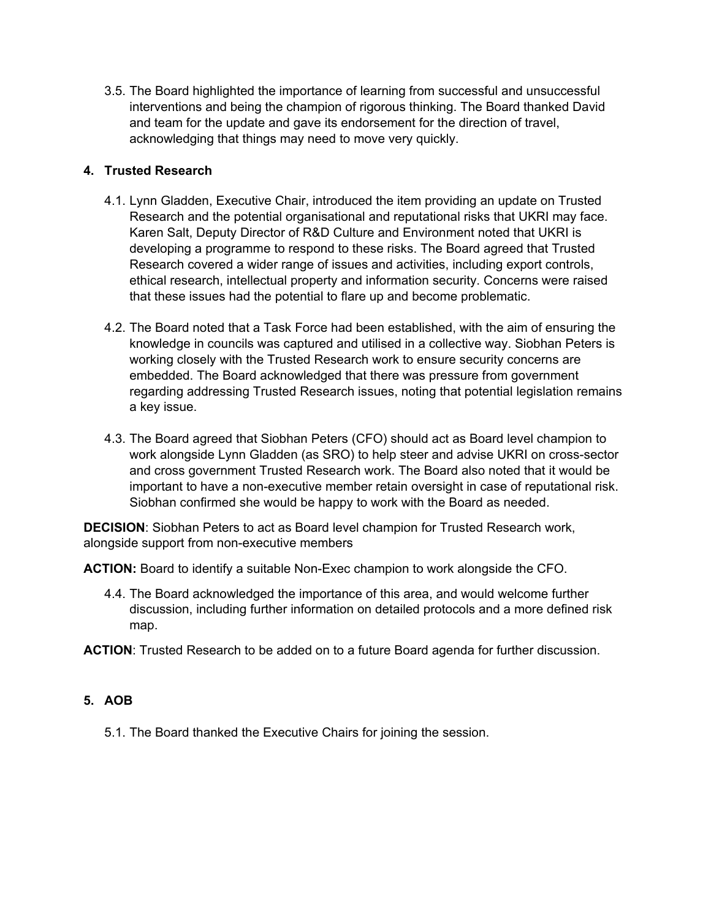3.5. The Board highlighted the importance of learning from successful and unsuccessful interventions and being the champion of rigorous thinking. The Board thanked David and team for the update and gave its endorsement for the direction of travel, acknowledging that things may need to move very quickly.

**4. Trusted Research**

4.1. Lynn Gladden, Executive Chair, introduced the item providing an update on Trusted Research and the potential organisational and reputational risks that UKRI may face. Karen Salt, Deputy Director of R&D Culture and Environment noted that UKRI is developing a programme to respond to these risks. The Board agreed that Trusted Research covered a wider range of issues and activities, including export controls, ethical research, intellectual property and information security. Concerns were raised that these issues had the potential to flare up and become problematic.

4.2. The Board noted that a Task Force had been established, with the aim of ensuring the knowledge in councils was captured and utilised in a collective way. Siobhan Peters is working closely with the Trusted Research work to ensure security concerns are embedded. The Board acknowledged that there was pressure from government regarding addressing Trusted Research issues, noting that potential legislation remains a key issue.

4.3. The Board agreed that Siobhan Peters (CFO) should act as Board level champion to work alongside Lynn Gladden (as SRO) to help steer and advise UKRI on cross-sector and cross government Trusted Research work. The Board also noted that it would be important to have a non-executive member retain oversight in case of reputational risk. Siobhan confirmed she would be happy to work with the Board as needed.

**DECISION**: Siobhan Peters to act as Board level champion for Trusted Research work, alongside support from non-executive members

**ACTION:** Board to identify a suitable Non-Exec champion to work alongside the CFO.

4.4. The Board acknowledged the importance of this area, and would welcome further discussion, including further information on detailed protocols and a more defined risk map.

**ACTION**: Trusted Research to be added on to a future Board agenda for further discussion.

**5. AOB**

5.1. The Board thanked the Executive Chairs for joining the session.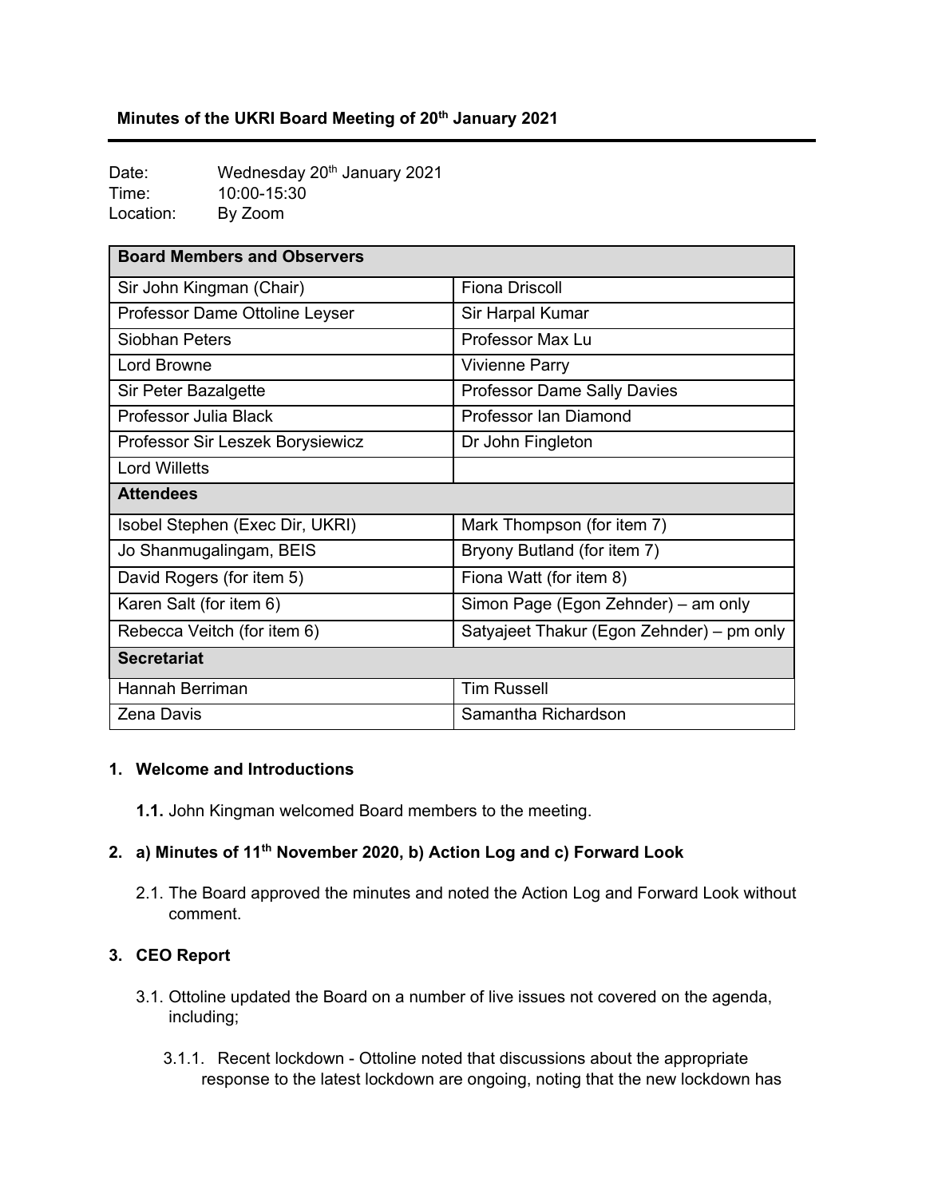**Minutes of the UKRI Board Meeting of 20th January 2021**

Date: Wednesday 20th January 2021
Time: 10:00-15:30
Location: By Zoom

| Board Members and Observers | |
|---|---|
| Sir John Kingman (Chair) | Fiona Driscoll |
| Professor Dame Ottoline Leyser | Sir Harpal Kumar |
| Siobhan Peters | Professor Max Lu |
| Lord Browne | Vivienne Parry |
| Sir Peter Bazalgette | Professor Dame Sally Davies |
| Professor Julia Black | Professor Ian Diamond |
| Professor Sir Leszek Borysiewicz | Dr John Fingleton |
| Lord Willetts | |
| **Attendees** | |
| Isobel Stephen (Exec Dir, UKRI) | Mark Thompson (for item 7) |
| Jo Shanmugalingam, BEIS | Bryony Butland (for item 7) |
| David Rogers (for item 5) | Fiona Watt (for item 8) |
| Karen Salt (for item 6) | Simon Page (Egon Zehnder) – am only |
| Rebecca Veitch (for item 6) | Satyajeet Thakur (Egon Zehnder) – pm only |
| **Secretariat** | |
| Hannah Berriman | Tim Russell |
| Zena Davis | Samantha Richardson |

## 1. Welcome and Introductions

**1.1.** John Kingman welcomed Board members to the meeting.

## 2. a) Minutes of 11th November 2020, b) Action Log and c) Forward Look

2.1. The Board approved the minutes and noted the Action Log and Forward Look without comment.

## 3. CEO Report

3.1. Ottoline updated the Board on a number of live issues not covered on the agenda, including;

3.1.1. Recent lockdown - Ottoline noted that discussions about the appropriate response to the latest lockdown are ongoing, noting that the new lockdown has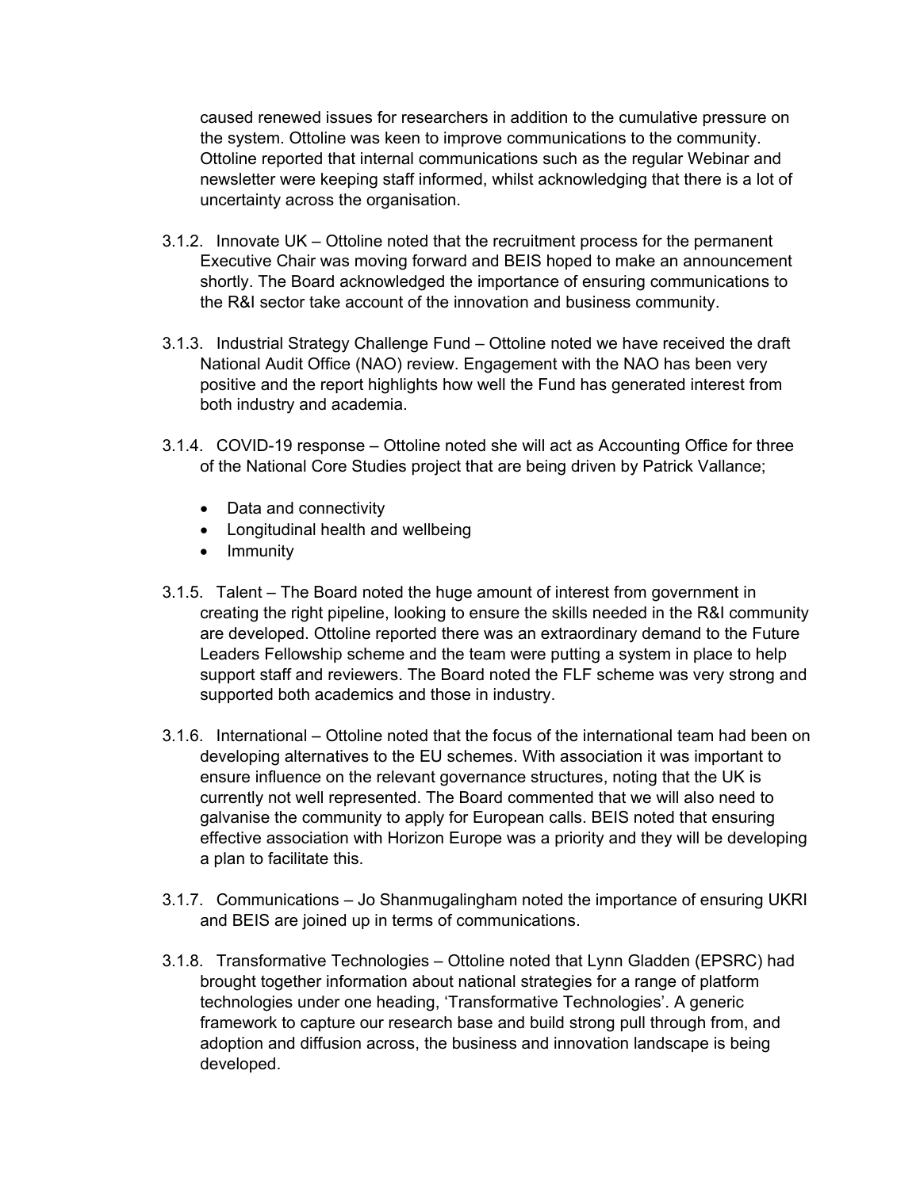caused renewed issues for researchers in addition to the cumulative pressure on the system. Ottoline was keen to improve communications to the community. Ottoline reported that internal communications such as the regular Webinar and newsletter were keeping staff informed, whilst acknowledging that there is a lot of uncertainty across the organisation.

3.1.2. Innovate UK – Ottoline noted that the recruitment process for the permanent Executive Chair was moving forward and BEIS hoped to make an announcement shortly. The Board acknowledged the importance of ensuring communications to the R&I sector take account of the innovation and business community.

3.1.3. Industrial Strategy Challenge Fund – Ottoline noted we have received the draft National Audit Office (NAO) review. Engagement with the NAO has been very positive and the report highlights how well the Fund has generated interest from both industry and academia.

3.1.4. COVID-19 response – Ottoline noted she will act as Accounting Office for three of the National Core Studies project that are being driven by Patrick Vallance;

- Data and connectivity
- Longitudinal health and wellbeing
- Immunity

3.1.5. Talent – The Board noted the huge amount of interest from government in creating the right pipeline, looking to ensure the skills needed in the R&I community are developed. Ottoline reported there was an extraordinary demand to the Future Leaders Fellowship scheme and the team were putting a system in place to help support staff and reviewers. The Board noted the FLF scheme was very strong and supported both academics and those in industry.

3.1.6. International – Ottoline noted that the focus of the international team had been on developing alternatives to the EU schemes. With association it was important to ensure influence on the relevant governance structures, noting that the UK is currently not well represented. The Board commented that we will also need to galvanise the community to apply for European calls. BEIS noted that ensuring effective association with Horizon Europe was a priority and they will be developing a plan to facilitate this.

3.1.7. Communications – Jo Shanmugalingham noted the importance of ensuring UKRI and BEIS are joined up in terms of communications.

3.1.8. Transformative Technologies – Ottoline noted that Lynn Gladden (EPSRC) had brought together information about national strategies for a range of platform technologies under one heading, 'Transformative Technologies'. A generic framework to capture our research base and build strong pull through from, and adoption and diffusion across, the business and innovation landscape is being developed.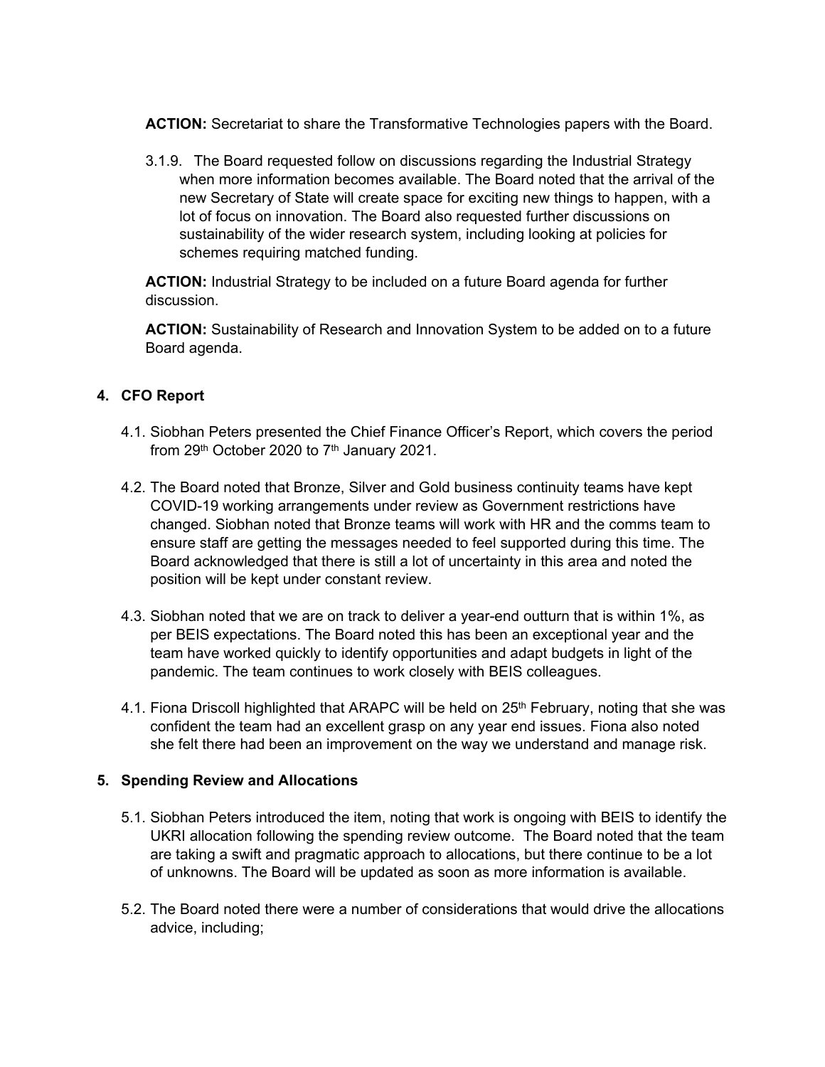**ACTION:** Secretariat to share the Transformative Technologies papers with the Board.

3.1.9. The Board requested follow on discussions regarding the Industrial Strategy when more information becomes available. The Board noted that the arrival of the new Secretary of State will create space for exciting new things to happen, with a lot of focus on innovation. The Board also requested further discussions on sustainability of the wider research system, including looking at policies for schemes requiring matched funding.

**ACTION:** Industrial Strategy to be included on a future Board agenda for further discussion.

**ACTION:** Sustainability of Research and Innovation System to be added on to a future Board agenda.

## 4. CFO Report

4.1. Siobhan Peters presented the Chief Finance Officer's Report, which covers the period from 29th October 2020 to 7th January 2021.

4.2. The Board noted that Bronze, Silver and Gold business continuity teams have kept COVID-19 working arrangements under review as Government restrictions have changed. Siobhan noted that Bronze teams will work with HR and the comms team to ensure staff are getting the messages needed to feel supported during this time. The Board acknowledged that there is still a lot of uncertainty in this area and noted the position will be kept under constant review.

4.3. Siobhan noted that we are on track to deliver a year-end outturn that is within 1%, as per BEIS expectations. The Board noted this has been an exceptional year and the team have worked quickly to identify opportunities and adapt budgets in light of the pandemic. The team continues to work closely with BEIS colleagues.

4.1. Fiona Driscoll highlighted that ARAPC will be held on 25th February, noting that she was confident the team had an excellent grasp on any year end issues. Fiona also noted she felt there had been an improvement on the way we understand and manage risk.

## 5. Spending Review and Allocations

5.1. Siobhan Peters introduced the item, noting that work is ongoing with BEIS to identify the UKRI allocation following the spending review outcome. The Board noted that the team are taking a swift and pragmatic approach to allocations, but there continue to be a lot of unknowns. The Board will be updated as soon as more information is available.

5.2. The Board noted there were a number of considerations that would drive the allocations advice, including;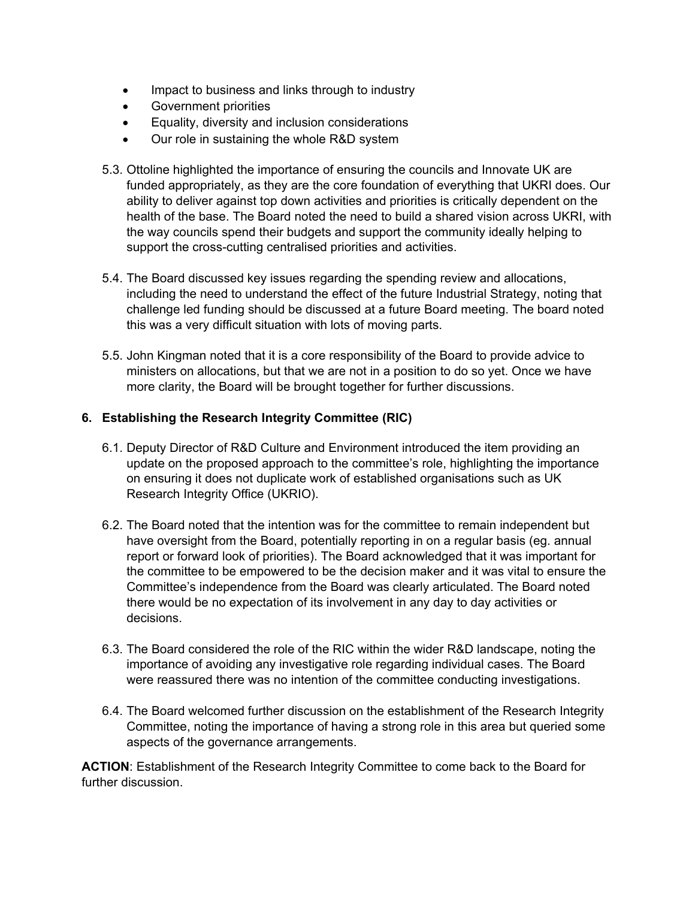- Impact to business and links through to industry
- Government priorities
- Equality, diversity and inclusion considerations
- Our role in sustaining the whole R&D system

5.3. Ottoline highlighted the importance of ensuring the councils and Innovate UK are funded appropriately, as they are the core foundation of everything that UKRI does. Our ability to deliver against top down activities and priorities is critically dependent on the health of the base. The Board noted the need to build a shared vision across UKRI, with the way councils spend their budgets and support the community ideally helping to support the cross-cutting centralised priorities and activities.

5.4. The Board discussed key issues regarding the spending review and allocations, including the need to understand the effect of the future Industrial Strategy, noting that challenge led funding should be discussed at a future Board meeting. The board noted this was a very difficult situation with lots of moving parts.

5.5. John Kingman noted that it is a core responsibility of the Board to provide advice to ministers on allocations, but that we are not in a position to do so yet. Once we have more clarity, the Board will be brought together for further discussions.

## 6. Establishing the Research Integrity Committee (RIC)

6.1. Deputy Director of R&D Culture and Environment introduced the item providing an update on the proposed approach to the committee's role, highlighting the importance on ensuring it does not duplicate work of established organisations such as UK Research Integrity Office (UKRIO).

6.2. The Board noted that the intention was for the committee to remain independent but have oversight from the Board, potentially reporting in on a regular basis (eg. annual report or forward look of priorities). The Board acknowledged that it was important for the committee to be empowered to be the decision maker and it was vital to ensure the Committee's independence from the Board was clearly articulated. The Board noted there would be no expectation of its involvement in any day to day activities or decisions.

6.3. The Board considered the role of the RIC within the wider R&D landscape, noting the importance of avoiding any investigative role regarding individual cases. The Board were reassured there was no intention of the committee conducting investigations.

6.4. The Board welcomed further discussion on the establishment of the Research Integrity Committee, noting the importance of having a strong role in this area but queried some aspects of the governance arrangements.

**ACTION**: Establishment of the Research Integrity Committee to come back to the Board for further discussion.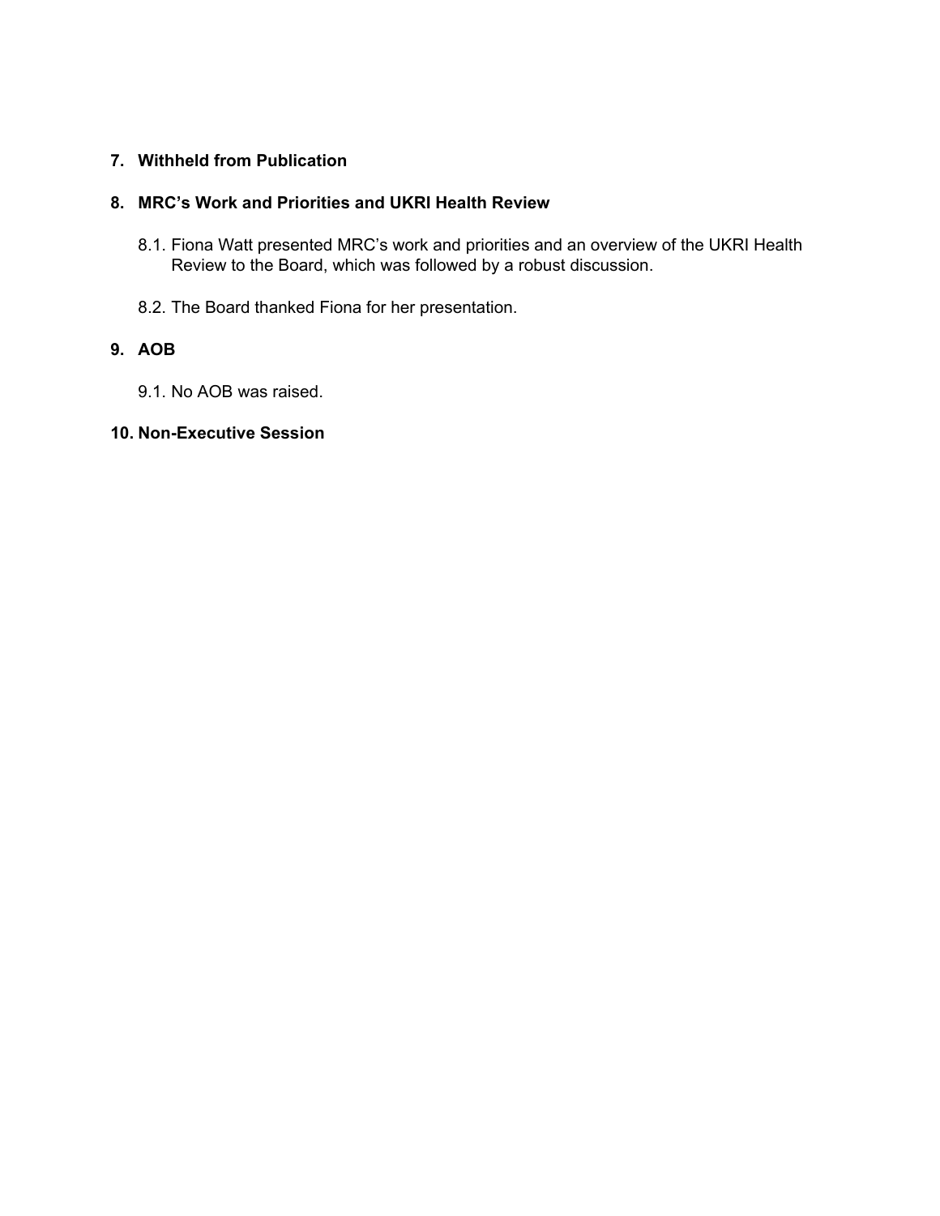## 7. Withheld from Publication

## 8. MRC's Work and Priorities and UKRI Health Review

8.1. Fiona Watt presented MRC's work and priorities and an overview of the UKRI Health Review to the Board, which was followed by a robust discussion.

8.2. The Board thanked Fiona for her presentation.

## 9. AOB

9.1. No AOB was raised.

## 10. Non-Executive Session